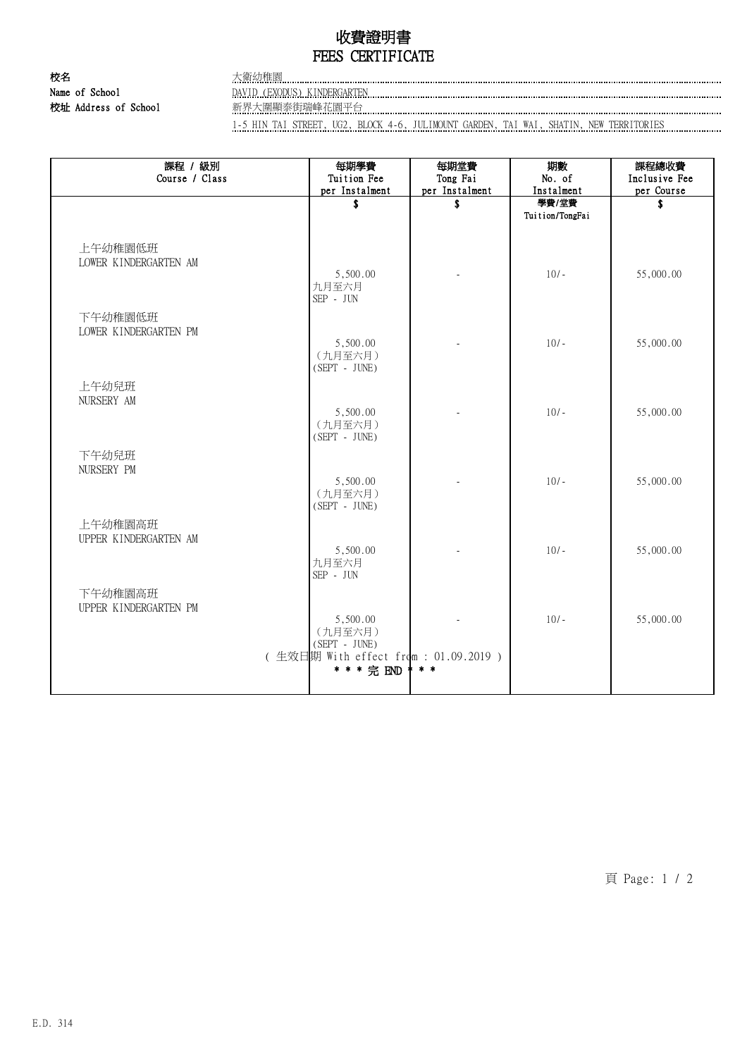# 收費證明書
# FEES CERTIFICATE

**校名**
**Name of School**
大衛幼稚園
DAVID (EXODUS) KINDERGARTEN

**校址 Address of School**
新界大圍顯泰街瑞峰花園平台
1-5 HIN TAI STREET, UG2, BLOCK 4-6, JULIMOUNT GARDEN, TAI WAI, SHATIN, NEW TERRITORIES

| 課程 / 級別<br>Course / Class | 每期學費<br>Tuition Fee<br>per Instalment | 每期堂費<br>Tong Fai<br>per Instalment | 期數<br>No. of<br>Instalment | 課程總收費<br>Inclusive Fee<br>per Course |
|---|---|---|---|---|
| | $ | $ | 學費/堂費<br>Tuition/TongFai | $ |
| 上午幼稚園低班<br>LOWER KINDERGARTEN AM | 5,500.00<br>九月至六月<br>SEP - JUN | - | 10/- | 55,000.00 |
| 下午幼稚園低班<br>LOWER KINDERGARTEN PM | 5,500.00<br>（九月至六月）<br>(SEPT - JUNE) | - | 10/- | 55,000.00 |
| 上午幼兒班<br>NURSERY AM | 5,500.00<br>（九月至六月）<br>(SEPT - JUNE) | - | 10/- | 55,000.00 |
| 下午幼兒班<br>NURSERY PM | 5,500.00<br>（九月至六月）<br>(SEPT - JUNE) | - | 10/- | 55,000.00 |
| 上午幼稚園高班<br>UPPER KINDERGARTEN AM | 5,500.00<br>九月至六月<br>SEP - JUN | - | 10/- | 55,000.00 |
| 下午幼稚園高班<br>UPPER KINDERGARTEN PM | 5,500.00<br>（九月至六月）<br>(SEPT - JUNE) | - | 10/- | 55,000.00 |

( 生效日期 With effect from : 01.09.2019 )

* * * 完 END * * *

E.D. 314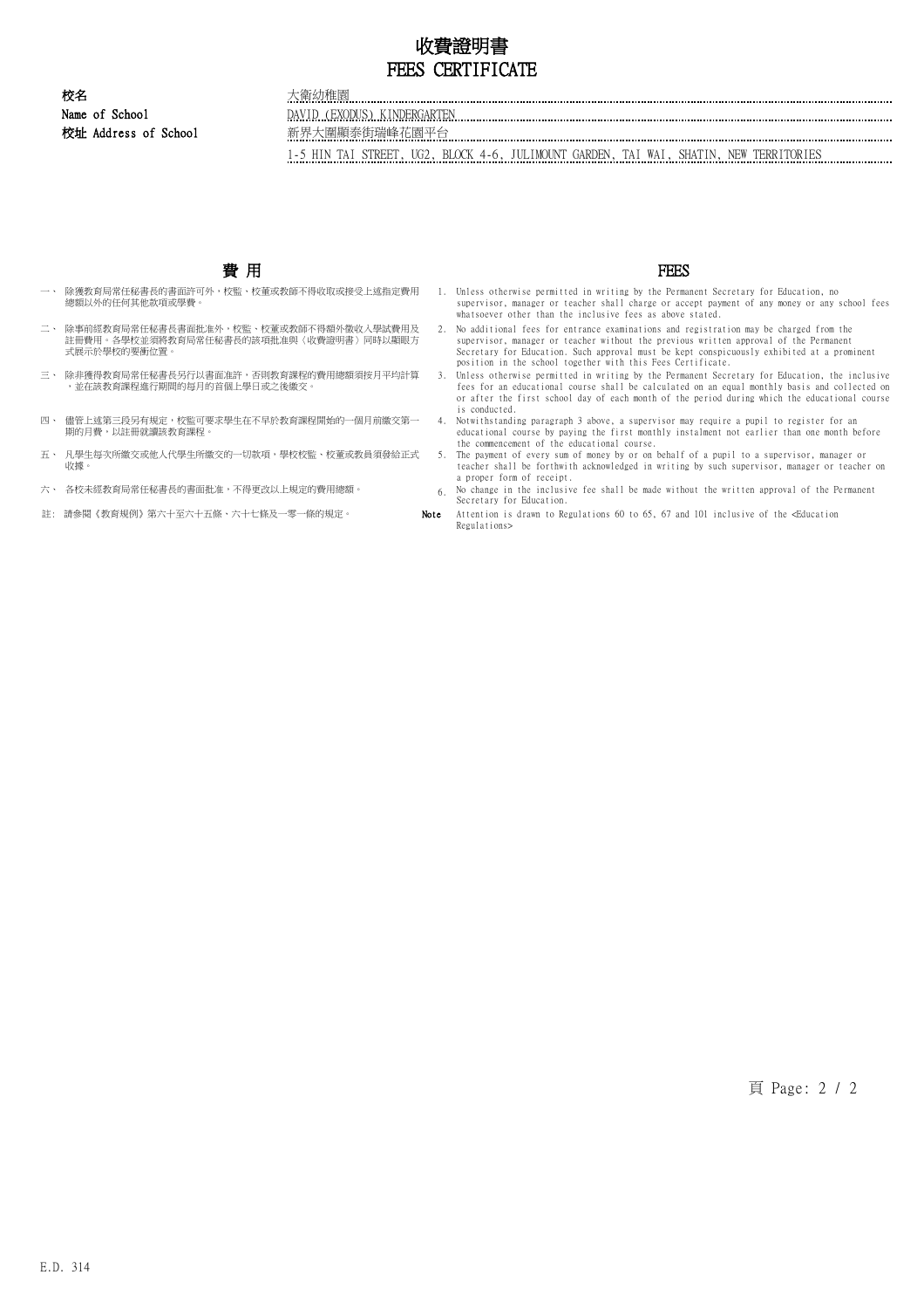# 收費證明書
# FEES CERTIFICATE

**校名** 大衛幼稚園

**Name of School** DAVID (EXODUS) KINDERGARTEN

**校址 Address of School** 新界大圍顯泰街瑞峰花園平台

1-5 HIN TAI STREET, UG2, BLOCK 4-6, JULIMOUNT GARDEN, TAI WAI, SHATIN, NEW TERRITORIES

## 費 用

一、 除獲教育局常任秘書長的書面許可外，校監、校董或教師不得收取或接受上述指定費用總額以外的任何其他款項或學費。

二、 除事前經教育局常任秘書長書面批准外，校監、校董或教師不得額外徵收入學試費用及註冊費用。各學校並須將教育局常任秘書長的該項批准與〈收費證明書〉同時以顯眼方式展示於學校的要衝位置。

三、 除非獲得教育局常任秘書長另行以書面准許，否則教育課程的費用總額須按月平均計算，並在該教育課程進行期間的每月的首個上學日或之後繳交。

四、 儘管上述第三段另有規定，校監可要求學生在不早於教育課程開始的一個月前繳交第一期的月費，以註冊就讀該教育課程。

五、 凡學生每次所繳交或他人代學生所繳交的一切款項，學校校監、校董或教員須發給正式收據。

六、 各校未經教育局常任秘書長的書面批准，不得更改以上規定的費用總額。

註: 請參閱《教育規例》第六十至六十五條、六十七條及一零一條的規定。

## FEES

1. Unless otherwise permitted in writing by the Permanent Secretary for Education, no supervisor, manager or teacher shall charge or accept payment of any money or any school fees whatsoever other than the inclusive fees as above stated.
2. No additional fees for entrance examinations and registration may be charged from the supervisor, manager or teacher without the previous written approval of the Permanent Secretary for Education. Such approval must be kept conspicuously exhibited at a prominent position in the school together with this Fees Certificate.
3. Unless otherwise permitted in writing by the Permanent Secretary for Education, the inclusive fees for an educational course shall be calculated on an equal monthly basis and collected on or after the first school day of each month of the period during which the educational course is conducted.
4. Notwithstanding paragraph 3 above, a supervisor may require a pupil to register for an educational course by paying the first monthly instalment not earlier than one month before the commencement of the educational course.
5. The payment of every sum of money by or on behalf of a pupil to a supervisor, manager or teacher shall be forthwith acknowledged in writing by such supervisor, manager or teacher on a proper form of receipt.
6. No change in the inclusive fee shall be made without the written approval of the Permanent Secretary for Education.

**Note** Attention is drawn to Regulations 60 to 65, 67 and 101 inclusive of the <Education Regulations>

E.D. 314